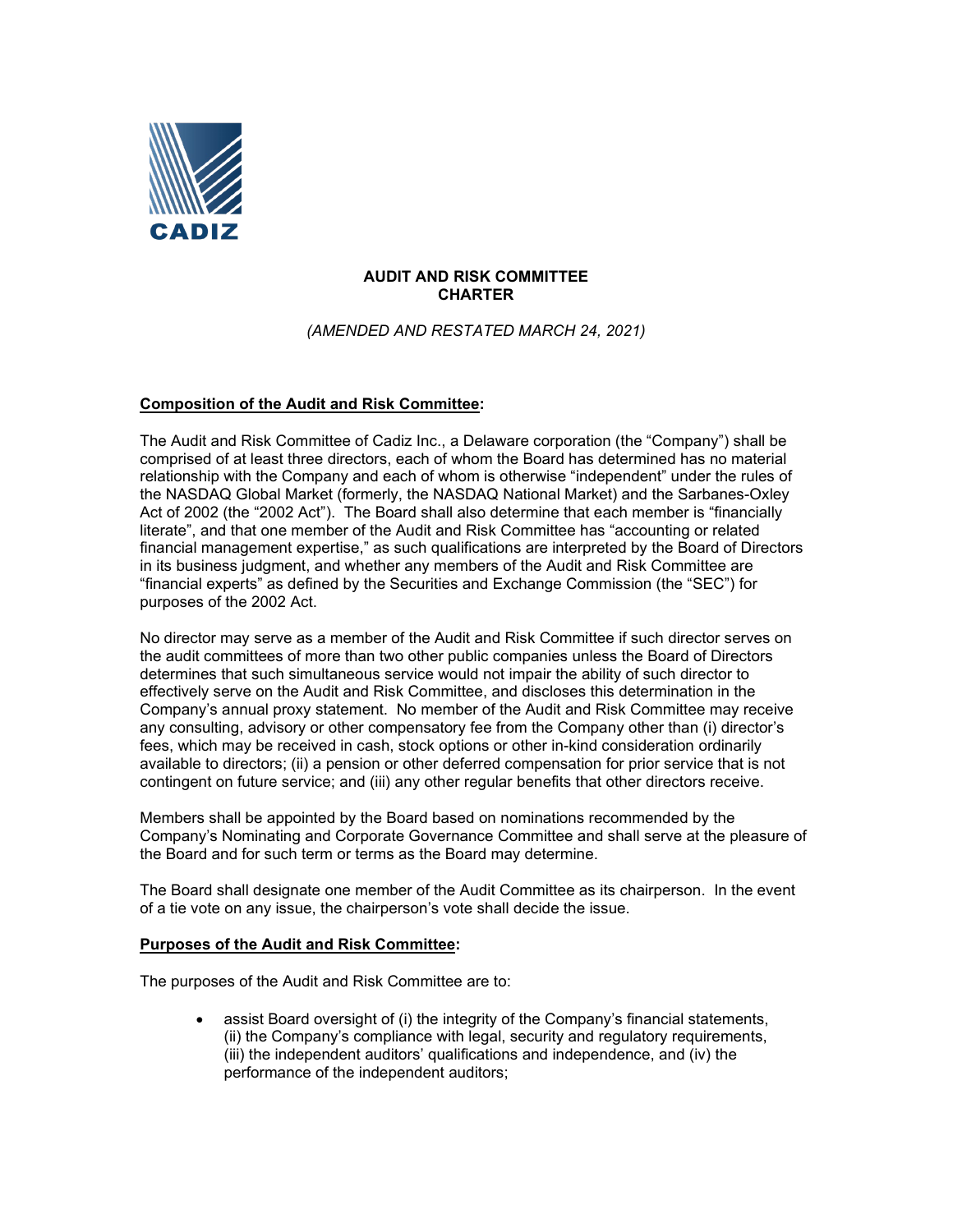CADIZ

**AUDIT AND RISK COMMITTEE**
**CHARTER**

*(AMENDED AND RESTATED MARCH 24, 2021)*

**Composition of the Audit and Risk Committee:**

The Audit and Risk Committee of Cadiz Inc., a Delaware corporation (the "Company") shall be comprised of at least three directors, each of whom the Board has determined has no material relationship with the Company and each of whom is otherwise "independent" under the rules of the NASDAQ Global Market (formerly, the NASDAQ National Market) and the Sarbanes-Oxley Act of 2002 (the "2002 Act"). The Board shall also determine that each member is "financially literate", and that one member of the Audit and Risk Committee has "accounting or related financial management expertise," as such qualifications are interpreted by the Board of Directors in its business judgment, and whether any members of the Audit and Risk Committee are "financial experts" as defined by the Securities and Exchange Commission (the "SEC") for purposes of the 2002 Act.

No director may serve as a member of the Audit and Risk Committee if such director serves on the audit committees of more than two other public companies unless the Board of Directors determines that such simultaneous service would not impair the ability of such director to effectively serve on the Audit and Risk Committee, and discloses this determination in the Company's annual proxy statement. No member of the Audit and Risk Committee may receive any consulting, advisory or other compensatory fee from the Company other than (i) director's fees, which may be received in cash, stock options or other in-kind consideration ordinarily available to directors; (ii) a pension or other deferred compensation for prior service that is not contingent on future service; and (iii) any other regular benefits that other directors receive.

Members shall be appointed by the Board based on nominations recommended by the Company's Nominating and Corporate Governance Committee and shall serve at the pleasure of the Board and for such term or terms as the Board may determine.

The Board shall designate one member of the Audit Committee as its chairperson. In the event of a tie vote on any issue, the chairperson's vote shall decide the issue.

**Purposes of the Audit and Risk Committee:**

The purposes of the Audit and Risk Committee are to:

- assist Board oversight of (i) the integrity of the Company's financial statements, (ii) the Company's compliance with legal, security and regulatory requirements, (iii) the independent auditors' qualifications and independence, and (iv) the performance of the independent auditors;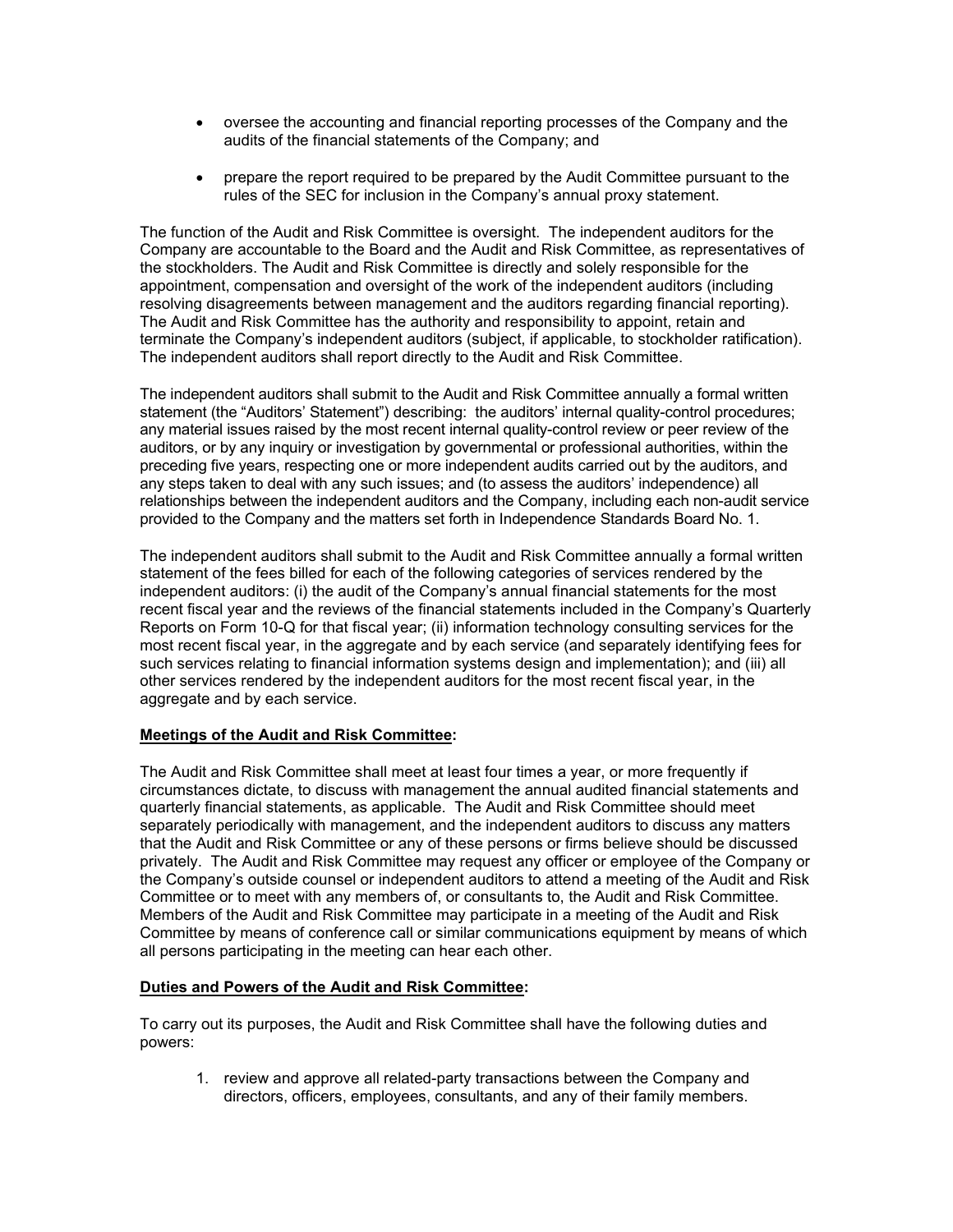- oversee the accounting and financial reporting processes of the Company and the audits of the financial statements of the Company; and
- prepare the report required to be prepared by the Audit Committee pursuant to the rules of the SEC for inclusion in the Company's annual proxy statement.

The function of the Audit and Risk Committee is oversight. The independent auditors for the Company are accountable to the Board and the Audit and Risk Committee, as representatives of the stockholders. The Audit and Risk Committee is directly and solely responsible for the appointment, compensation and oversight of the work of the independent auditors (including resolving disagreements between management and the auditors regarding financial reporting). The Audit and Risk Committee has the authority and responsibility to appoint, retain and terminate the Company's independent auditors (subject, if applicable, to stockholder ratification). The independent auditors shall report directly to the Audit and Risk Committee.

The independent auditors shall submit to the Audit and Risk Committee annually a formal written statement (the "Auditors' Statement") describing: the auditors' internal quality-control procedures; any material issues raised by the most recent internal quality-control review or peer review of the auditors, or by any inquiry or investigation by governmental or professional authorities, within the preceding five years, respecting one or more independent audits carried out by the auditors, and any steps taken to deal with any such issues; and (to assess the auditors' independence) all relationships between the independent auditors and the Company, including each non-audit service provided to the Company and the matters set forth in Independence Standards Board No. 1.

The independent auditors shall submit to the Audit and Risk Committee annually a formal written statement of the fees billed for each of the following categories of services rendered by the independent auditors: (i) the audit of the Company's annual financial statements for the most recent fiscal year and the reviews of the financial statements included in the Company's Quarterly Reports on Form 10-Q for that fiscal year; (ii) information technology consulting services for the most recent fiscal year, in the aggregate and by each service (and separately identifying fees for such services relating to financial information systems design and implementation); and (iii) all other services rendered by the independent auditors for the most recent fiscal year, in the aggregate and by each service.

**Meetings of the Audit and Risk Committee:**

The Audit and Risk Committee shall meet at least four times a year, or more frequently if circumstances dictate, to discuss with management the annual audited financial statements and quarterly financial statements, as applicable. The Audit and Risk Committee should meet separately periodically with management, and the independent auditors to discuss any matters that the Audit and Risk Committee or any of these persons or firms believe should be discussed privately. The Audit and Risk Committee may request any officer or employee of the Company or the Company's outside counsel or independent auditors to attend a meeting of the Audit and Risk Committee or to meet with any members of, or consultants to, the Audit and Risk Committee. Members of the Audit and Risk Committee may participate in a meeting of the Audit and Risk Committee by means of conference call or similar communications equipment by means of which all persons participating in the meeting can hear each other.

**Duties and Powers of the Audit and Risk Committee:**

To carry out its purposes, the Audit and Risk Committee shall have the following duties and powers:

1. review and approve all related-party transactions between the Company and directors, officers, employees, consultants, and any of their family members.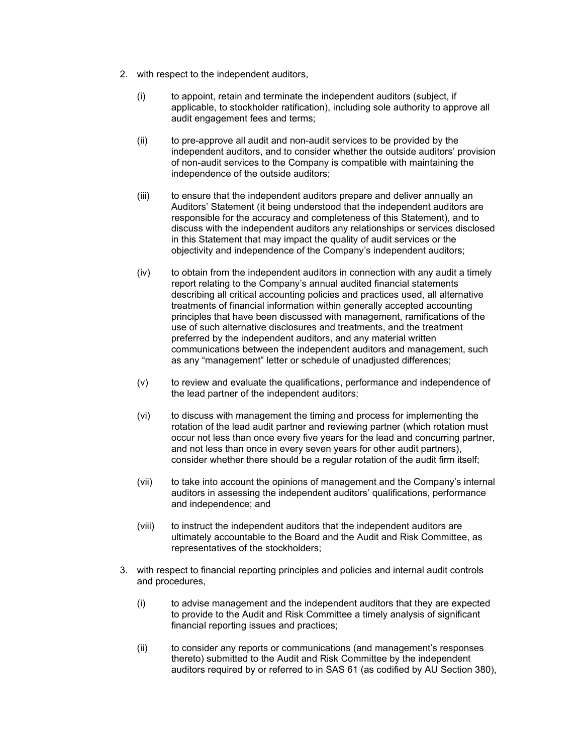2. with respect to the independent auditors,

   (i) to appoint, retain and terminate the independent auditors (subject, if applicable, to stockholder ratification), including sole authority to approve all audit engagement fees and terms;

   (ii) to pre-approve all audit and non-audit services to be provided by the independent auditors, and to consider whether the outside auditors' provision of non-audit services to the Company is compatible with maintaining the independence of the outside auditors;

   (iii) to ensure that the independent auditors prepare and deliver annually an Auditors' Statement (it being understood that the independent auditors are responsible for the accuracy and completeness of this Statement), and to discuss with the independent auditors any relationships or services disclosed in this Statement that may impact the quality of audit services or the objectivity and independence of the Company's independent auditors;

   (iv) to obtain from the independent auditors in connection with any audit a timely report relating to the Company's annual audited financial statements describing all critical accounting policies and practices used, all alternative treatments of financial information within generally accepted accounting principles that have been discussed with management, ramifications of the use of such alternative disclosures and treatments, and the treatment preferred by the independent auditors, and any material written communications between the independent auditors and management, such as any "management" letter or schedule of unadjusted differences;

   (v) to review and evaluate the qualifications, performance and independence of the lead partner of the independent auditors;

   (vi) to discuss with management the timing and process for implementing the rotation of the lead audit partner and reviewing partner (which rotation must occur not less than once every five years for the lead and concurring partner, and not less than once in every seven years for other audit partners), consider whether there should be a regular rotation of the audit firm itself;

   (vii) to take into account the opinions of management and the Company's internal auditors in assessing the independent auditors' qualifications, performance and independence; and

   (viii) to instruct the independent auditors that the independent auditors are ultimately accountable to the Board and the Audit and Risk Committee, as representatives of the stockholders;

3. with respect to financial reporting principles and policies and internal audit controls and procedures,

   (i) to advise management and the independent auditors that they are expected to provide to the Audit and Risk Committee a timely analysis of significant financial reporting issues and practices;

   (ii) to consider any reports or communications (and management's responses thereto) submitted to the Audit and Risk Committee by the independent auditors required by or referred to in SAS 61 (as codified by AU Section 380),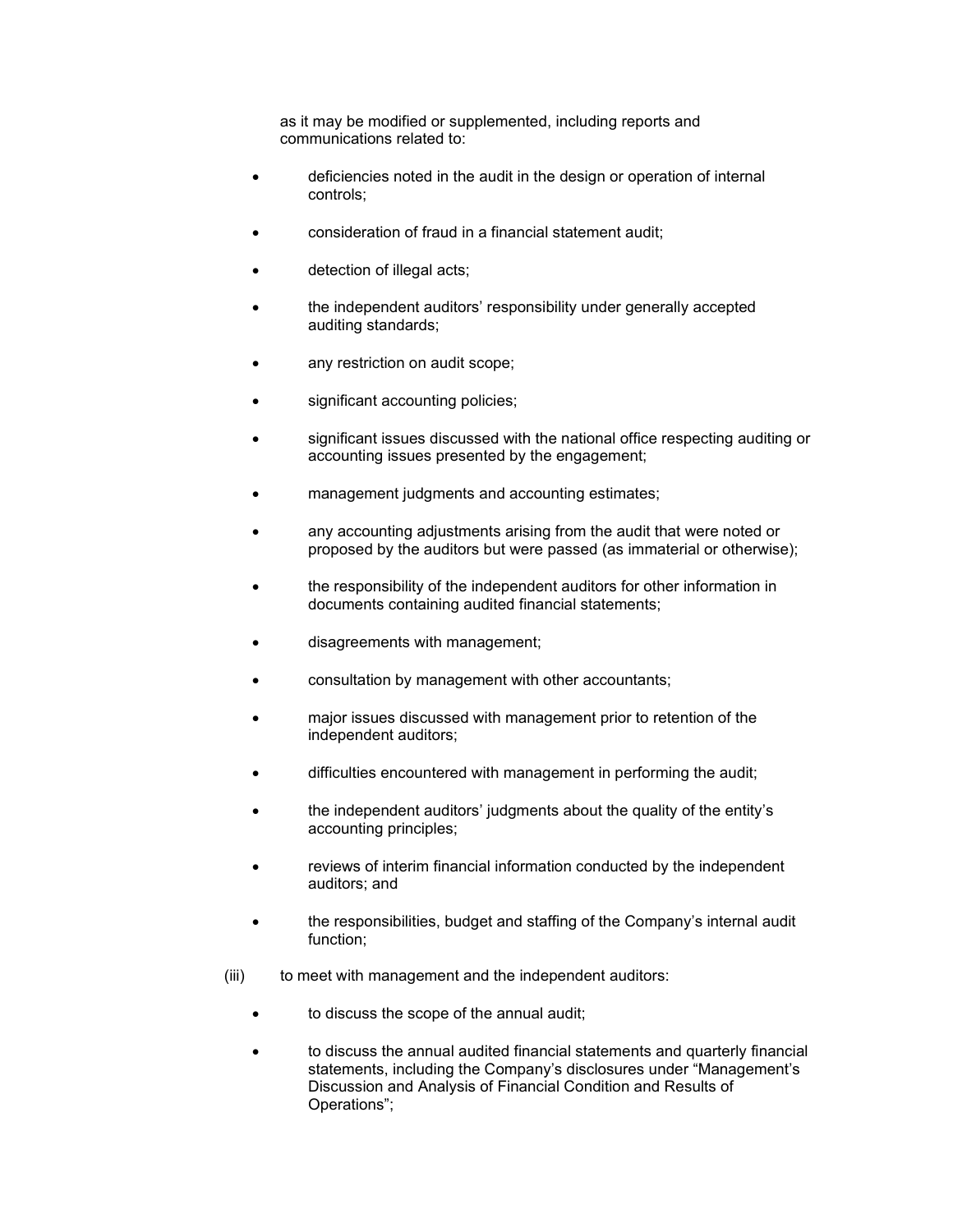as it may be modified or supplemented, including reports and communications related to:

- deficiencies noted in the audit in the design or operation of internal controls;
- consideration of fraud in a financial statement audit;
- detection of illegal acts;
- the independent auditors' responsibility under generally accepted auditing standards;
- any restriction on audit scope;
- significant accounting policies;
- significant issues discussed with the national office respecting auditing or accounting issues presented by the engagement;
- management judgments and accounting estimates;
- any accounting adjustments arising from the audit that were noted or proposed by the auditors but were passed (as immaterial or otherwise);
- the responsibility of the independent auditors for other information in documents containing audited financial statements;
- disagreements with management;
- consultation by management with other accountants;
- major issues discussed with management prior to retention of the independent auditors;
- difficulties encountered with management in performing the audit;
- the independent auditors' judgments about the quality of the entity's accounting principles;
- reviews of interim financial information conducted by the independent auditors; and
- the responsibilities, budget and staffing of the Company's internal audit function;

(iii) to meet with management and the independent auditors:

- to discuss the scope of the annual audit;
- to discuss the annual audited financial statements and quarterly financial statements, including the Company's disclosures under "Management's Discussion and Analysis of Financial Condition and Results of Operations";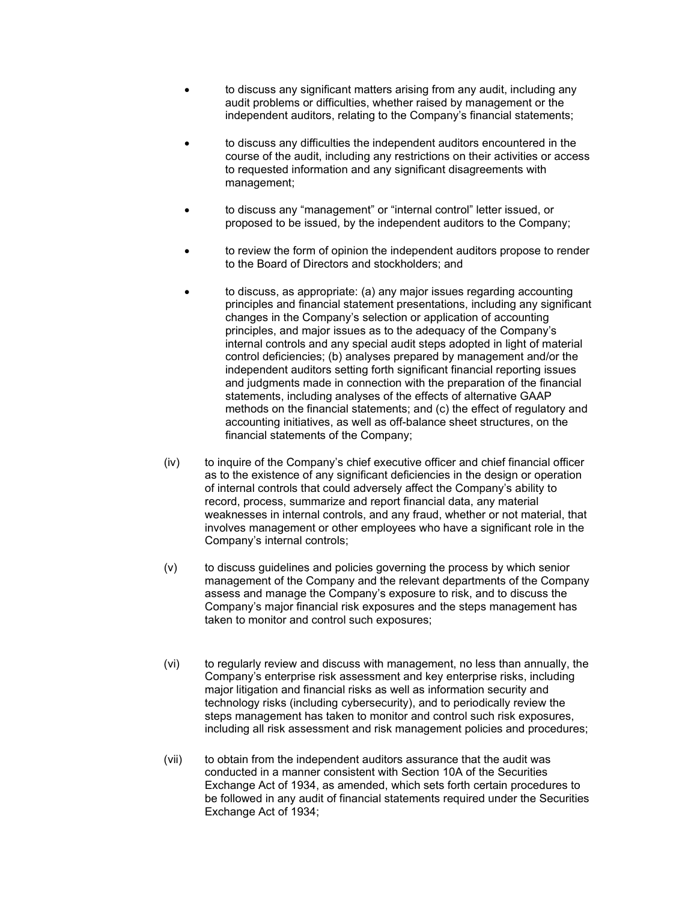- to discuss any significant matters arising from any audit, including any audit problems or difficulties, whether raised by management or the independent auditors, relating to the Company's financial statements;

- to discuss any difficulties the independent auditors encountered in the course of the audit, including any restrictions on their activities or access to requested information and any significant disagreements with management;

- to discuss any "management" or "internal control" letter issued, or proposed to be issued, by the independent auditors to the Company;

- to review the form of opinion the independent auditors propose to render to the Board of Directors and stockholders; and

- to discuss, as appropriate: (a) any major issues regarding accounting principles and financial statement presentations, including any significant changes in the Company's selection or application of accounting principles, and major issues as to the adequacy of the Company's internal controls and any special audit steps adopted in light of material control deficiencies; (b) analyses prepared by management and/or the independent auditors setting forth significant financial reporting issues and judgments made in connection with the preparation of the financial statements, including analyses of the effects of alternative GAAP methods on the financial statements; and (c) the effect of regulatory and accounting initiatives, as well as off-balance sheet structures, on the financial statements of the Company;

(iv) to inquire of the Company's chief executive officer and chief financial officer as to the existence of any significant deficiencies in the design or operation of internal controls that could adversely affect the Company's ability to record, process, summarize and report financial data, any material weaknesses in internal controls, and any fraud, whether or not material, that involves management or other employees who have a significant role in the Company's internal controls;

(v) to discuss guidelines and policies governing the process by which senior management of the Company and the relevant departments of the Company assess and manage the Company's exposure to risk, and to discuss the Company's major financial risk exposures and the steps management has taken to monitor and control such exposures;

(vi) to regularly review and discuss with management, no less than annually, the Company's enterprise risk assessment and key enterprise risks, including major litigation and financial risks as well as information security and technology risks (including cybersecurity), and to periodically review the steps management has taken to monitor and control such risk exposures, including all risk assessment and risk management policies and procedures;

(vii) to obtain from the independent auditors assurance that the audit was conducted in a manner consistent with Section 10A of the Securities Exchange Act of 1934, as amended, which sets forth certain procedures to be followed in any audit of financial statements required under the Securities Exchange Act of 1934;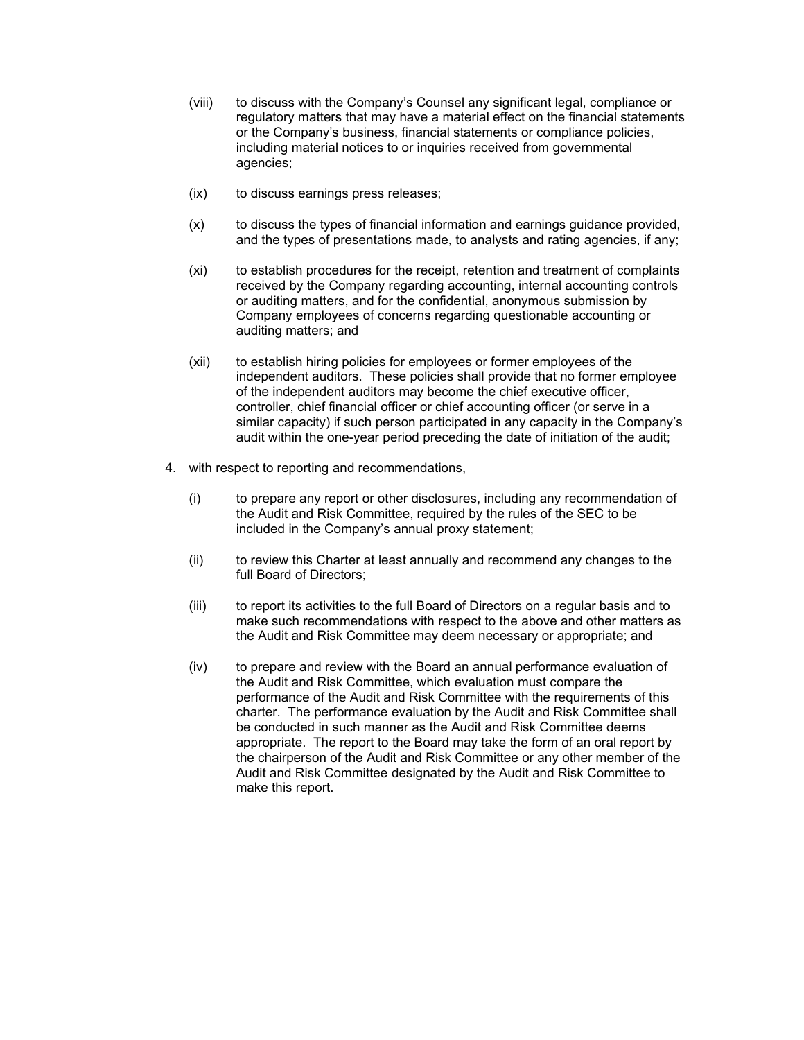(viii) to discuss with the Company's Counsel any significant legal, compliance or regulatory matters that may have a material effect on the financial statements or the Company's business, financial statements or compliance policies, including material notices to or inquiries received from governmental agencies;

(ix) to discuss earnings press releases;

(x) to discuss the types of financial information and earnings guidance provided, and the types of presentations made, to analysts and rating agencies, if any;

(xi) to establish procedures for the receipt, retention and treatment of complaints received by the Company regarding accounting, internal accounting controls or auditing matters, and for the confidential, anonymous submission by Company employees of concerns regarding questionable accounting or auditing matters; and

(xii) to establish hiring policies for employees or former employees of the independent auditors. These policies shall provide that no former employee of the independent auditors may become the chief executive officer, controller, chief financial officer or chief accounting officer (or serve in a similar capacity) if such person participated in any capacity in the Company's audit within the one-year period preceding the date of initiation of the audit;

4. with respect to reporting and recommendations,

(i) to prepare any report or other disclosures, including any recommendation of the Audit and Risk Committee, required by the rules of the SEC to be included in the Company's annual proxy statement;

(ii) to review this Charter at least annually and recommend any changes to the full Board of Directors;

(iii) to report its activities to the full Board of Directors on a regular basis and to make such recommendations with respect to the above and other matters as the Audit and Risk Committee may deem necessary or appropriate; and

(iv) to prepare and review with the Board an annual performance evaluation of the Audit and Risk Committee, which evaluation must compare the performance of the Audit and Risk Committee with the requirements of this charter. The performance evaluation by the Audit and Risk Committee shall be conducted in such manner as the Audit and Risk Committee deems appropriate. The report to the Board may take the form of an oral report by the chairperson of the Audit and Risk Committee or any other member of the Audit and Risk Committee designated by the Audit and Risk Committee to make this report.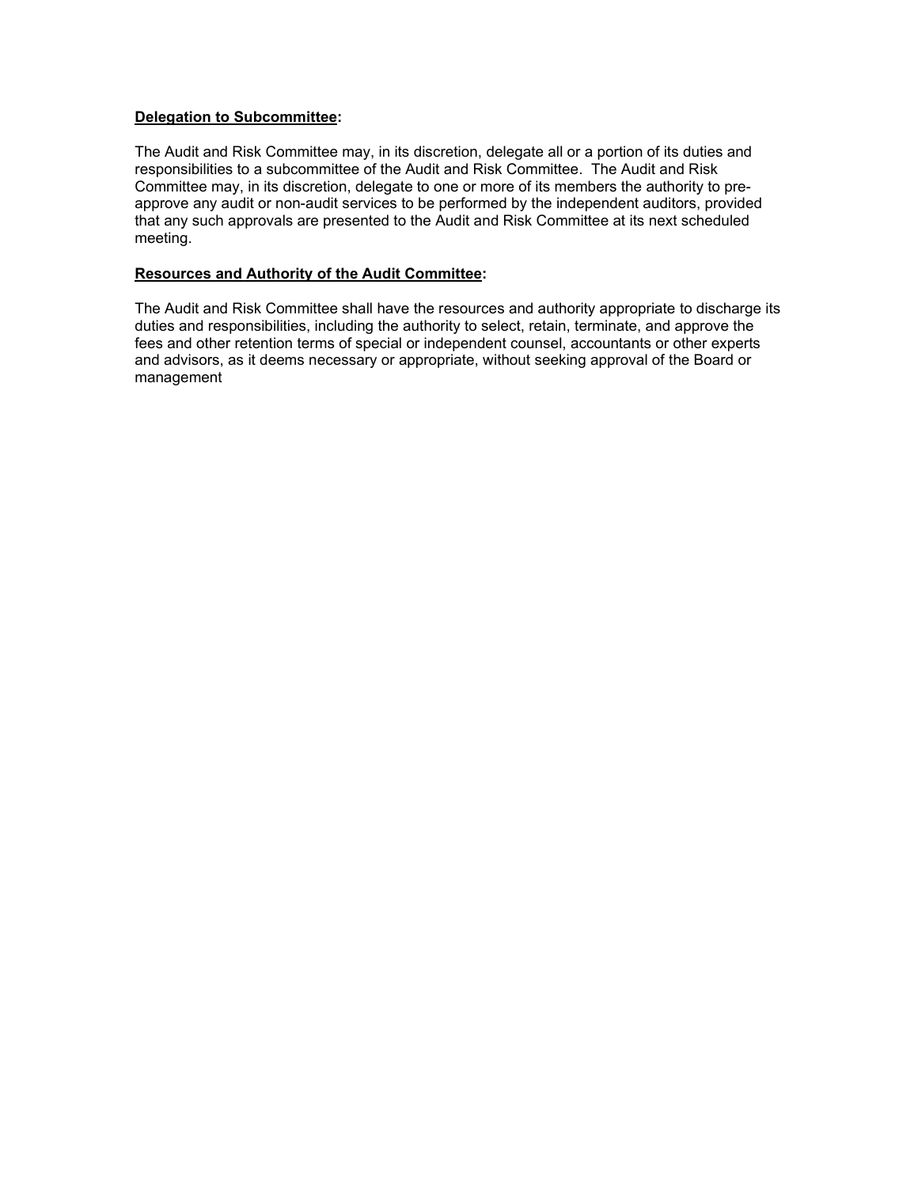**Delegation to Subcommittee:**

The Audit and Risk Committee may, in its discretion, delegate all or a portion of its duties and responsibilities to a subcommittee of the Audit and Risk Committee. The Audit and Risk Committee may, in its discretion, delegate to one or more of its members the authority to pre-approve any audit or non-audit services to be performed by the independent auditors, provided that any such approvals are presented to the Audit and Risk Committee at its next scheduled meeting.

**Resources and Authority of the Audit Committee:**

The Audit and Risk Committee shall have the resources and authority appropriate to discharge its duties and responsibilities, including the authority to select, retain, terminate, and approve the fees and other retention terms of special or independent counsel, accountants or other experts and advisors, as it deems necessary or appropriate, without seeking approval of the Board or management